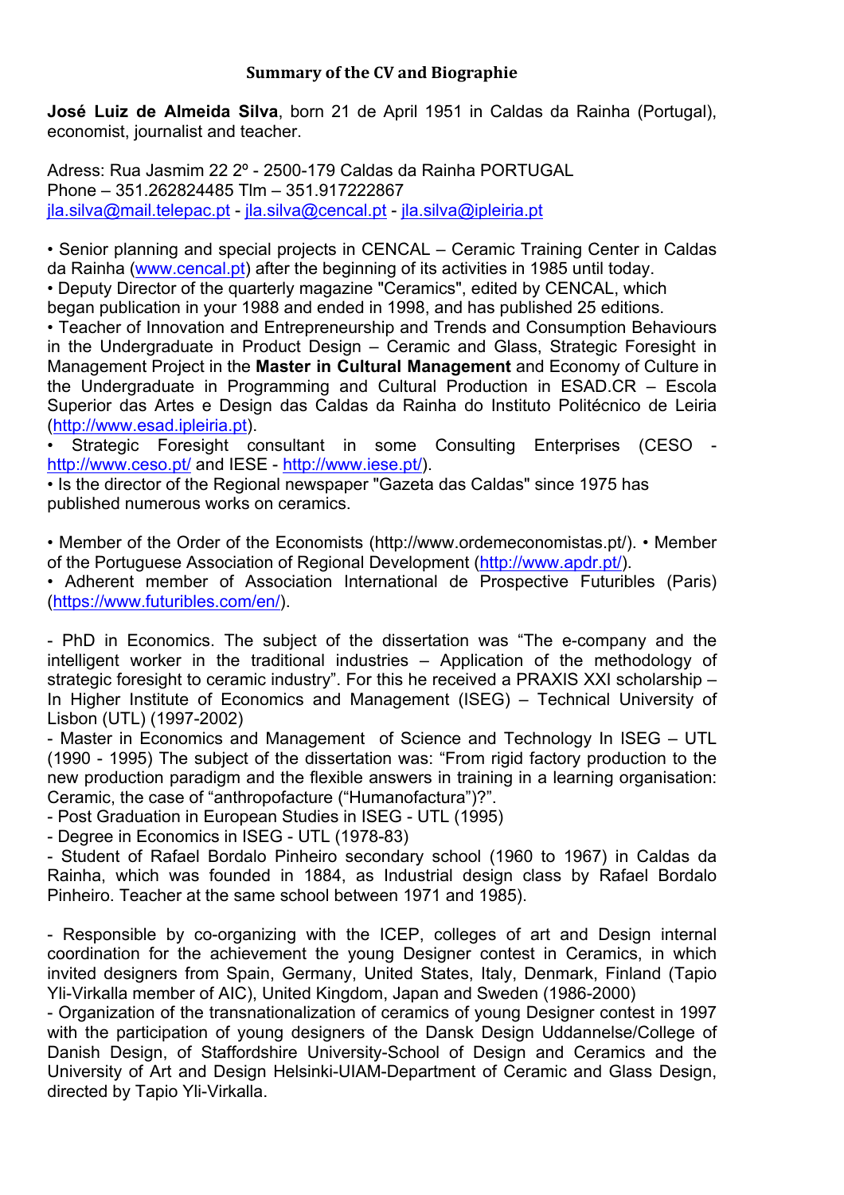# Summary of the CV and Biographie

**José Luiz de Almeida Silva**, born 21 de April 1951 in Caldas da Rainha (Portugal), economist, journalist and teacher.

Adress: Rua Jasmim 22 2º - 2500-179 Caldas da Rainha PORTUGAL
Phone – 351.262824485 Tlm – 351.917222867
jla.silva@mail.telepac.pt - jla.silva@cencal.pt - jla.silva@ipleiria.pt

- Senior planning and special projects in CENCAL – Ceramic Training Center in Caldas da Rainha (www.cencal.pt) after the beginning of its activities in 1985 until today.
- Deputy Director of the quarterly magazine "Ceramics", edited by CENCAL, which began publication in your 1988 and ended in 1998, and has published 25 editions.
- Teacher of Innovation and Entrepreneurship and Trends and Consumption Behaviours in the Undergraduate in Product Design – Ceramic and Glass, Strategic Foresight in Management Project in the **Master in Cultural Management** and Economy of Culture in the Undergraduate in Programming and Cultural Production in ESAD.CR – Escola Superior das Artes e Design das Caldas da Rainha do Instituto Politécnico de Leiria (http://www.esad.ipleiria.pt).
- Strategic Foresight consultant in some Consulting Enterprises (CESO - http://www.ceso.pt/ and IESE - http://www.iese.pt/).
- Is the director of the Regional newspaper "Gazeta das Caldas" since 1975 has published numerous works on ceramics.

- Member of the Order of the Economists (http://www.ordemeconomistas.pt/).
- Member of the Portuguese Association of Regional Development (http://www.apdr.pt/).
- Adherent member of Association International de Prospective Futuribles (Paris) (https://www.futuribles.com/en/).

- PhD in Economics. The subject of the dissertation was "The e-company and the intelligent worker in the traditional industries – Application of the methodology of strategic foresight to ceramic industry". For this he received a PRAXIS XXI scholarship – In Higher Institute of Economics and Management (ISEG) – Technical University of Lisbon (UTL) (1997-2002)
- Master in Economics and Management of Science and Technology In ISEG – UTL (1990 - 1995) The subject of the dissertation was: "From rigid factory production to the new production paradigm and the flexible answers in training in a learning organisation: Ceramic, the case of "anthropofacture ("Humanofactura")?".
- Post Graduation in European Studies in ISEG - UTL (1995)
- Degree in Economics in ISEG - UTL (1978-83)
- Student of Rafael Bordalo Pinheiro secondary school (1960 to 1967) in Caldas da Rainha, which was founded in 1884, as Industrial design class by Rafael Bordalo Pinheiro. Teacher at the same school between 1971 and 1985).

- Responsible by co-organizing with the ICEP, colleges of art and Design internal coordination for the achievement the young Designer contest in Ceramics, in which invited designers from Spain, Germany, United States, Italy, Denmark, Finland (Tapio Yli-Virkalla member of AIC), United Kingdom, Japan and Sweden (1986-2000)
- Organization of the transnationalization of ceramics of young Designer contest in 1997 with the participation of young designers of the Dansk Design Uddannelse/College of Danish Design, of Staffordshire University-School of Design and Ceramics and the University of Art and Design Helsinki-UIAM-Department of Ceramic and Glass Design, directed by Tapio Yli-Virkalla.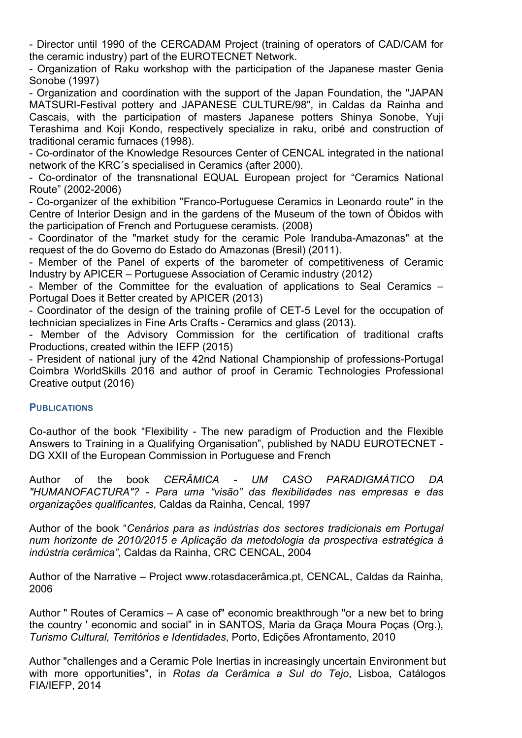- Director until 1990 of the CERCADAM Project (training of operators of CAD/CAM for the ceramic industry) part of the EUROTECNET Network.
- Organization of Raku workshop with the participation of the Japanese master Genia Sonobe (1997)
- Organization and coordination with the support of the Japan Foundation, the "JAPAN MATSURI-Festival pottery and JAPANESE CULTURE/98", in Caldas da Rainha and Cascais, with the participation of masters Japanese potters Shinya Sonobe, Yuji Terashima and Koji Kondo, respectively specialize in raku, oribé and construction of traditional ceramic furnaces (1998).
- Co-ordinator of the Knowledge Resources Center of CENCAL integrated in the national network of the KRC´s specialised in Ceramics (after 2000).
- Co-ordinator of the transnational EQUAL European project for “Ceramics National Route” (2002-2006)
- Co-organizer of the exhibition "Franco-Portuguese Ceramics in Leonardo route" in the Centre of Interior Design and in the gardens of the Museum of the town of Óbidos with the participation of French and Portuguese ceramists. (2008)
- Coordinator of the "market study for the ceramic Pole Iranduba-Amazonas" at the request of the do Governo do Estado do Amazonas (Bresil) (2011).
- Member of the Panel of experts of the barometer of competitiveness of Ceramic Industry by APICER – Portuguese Association of Ceramic industry (2012)
- Member of the Committee for the evaluation of applications to Seal Ceramics – Portugal Does it Better created by APICER (2013)
- Coordinator of the design of the training profile of CET-5 Level for the occupation of technician specializes in Fine Arts Crafts - Ceramics and glass (2013).
- Member of the Advisory Commission for the certification of traditional crafts Productions, created within the IEFP (2015)
- President of national jury of the 42nd National Championship of professions-Portugal Coimbra WorldSkills 2016 and author of proof in Ceramic Technologies Professional Creative output (2016)

## Publications

Co-author of the book “Flexibility - The new paradigm of Production and the Flexible Answers to Training in a Qualifying Organisation”, published by NADU EUROTECNET - DG XXII of the European Commission in Portuguese and French

Author of the book *CERÂMICA - UM CASO PARADIGMÁTICO DA "HUMANOFACTURA"? - Para uma “visão” das flexibilidades nas empresas e das organizações qualificantes*, Caldas da Rainha, Cencal, 1997

Author of the book “*Cenários para as indústrias dos sectores tradicionais em Portugal num horizonte de 2010/2015 e Aplicação da metodologia da prospectiva estratégica à indústria cerâmica”*, Caldas da Rainha, CRC CENCAL, 2004

Author of the Narrative – Project www.rotasdacerâmica.pt, CENCAL, Caldas da Rainha, 2006

Author " Routes of Ceramics – A case of" economic breakthrough "or a new bet to bring the country ' economic and social” in in SANTOS, Maria da Graça Moura Poças (Org.), *Turismo Cultural, Territórios e Identidades*, Porto, Edições Afrontamento, 2010

Author "challenges and a Ceramic Pole Inertias in increasingly uncertain Environment but with more opportunities", in *Rotas da Cerâmica a Sul do Tejo*, Lisboa, Catálogos FIA/IEFP, 2014